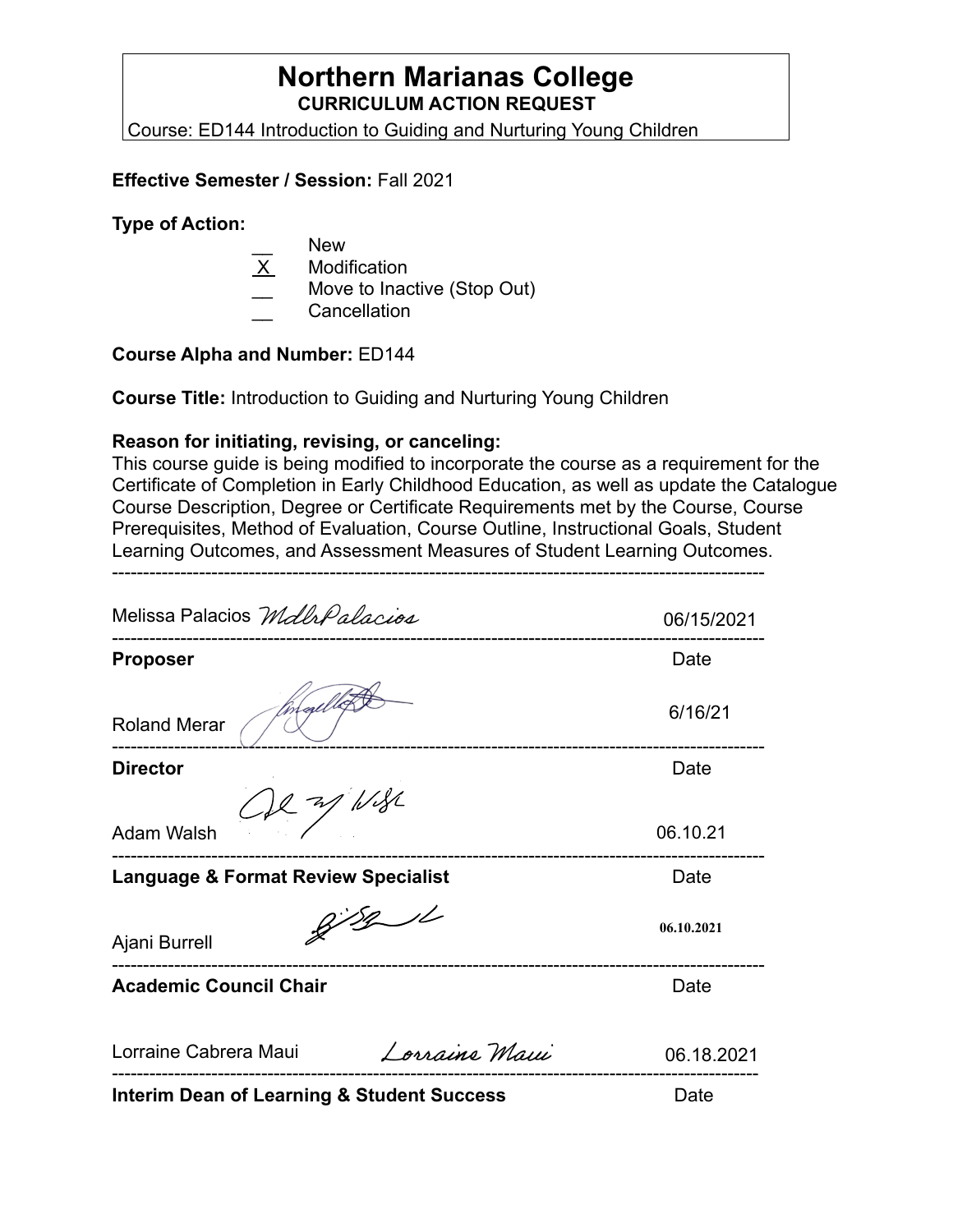# Northern Marianas College

**CURRICULUM ACTION REQUEST**

Course: ED144 Introduction to Guiding and Nurturing Young Children

**Effective Semester / Session:** Fall 2021

**Type of Action:**

- __ New
- X Modification
- __ Move to Inactive (Stop Out)
- __ Cancellation

**Course Alpha and Number:** ED144

**Course Title:** Introduction to Guiding and Nurturing Young Children

**Reason for initiating, revising, or canceling:**

This course guide is being modified to incorporate the course as a requirement for the Certificate of Completion in Early Childhood Education, as well as update the Catalogue Course Description, Degree or Certificate Requirements met by the Course, Course Prerequisites, Method of Evaluation, Course Outline, Instructional Goals, Student Learning Outcomes, and Assessment Measures of Student Learning Outcomes.

---

Melissa Palacios *MdlrPalacios* 06/15/2021

---

**Proposer** Date

Roland Merar 6/16/21

---

**Director** Date

Adam Walsh 06.10.21

---

**Language & Format Review Specialist** Date

Ajani Burrell **06.10.2021**

---

**Academic Council Chair** Date

Lorraine Cabrera Maui *Lorraine Maui* 06.18.2021

---

**Interim Dean of Learning & Student Success** Date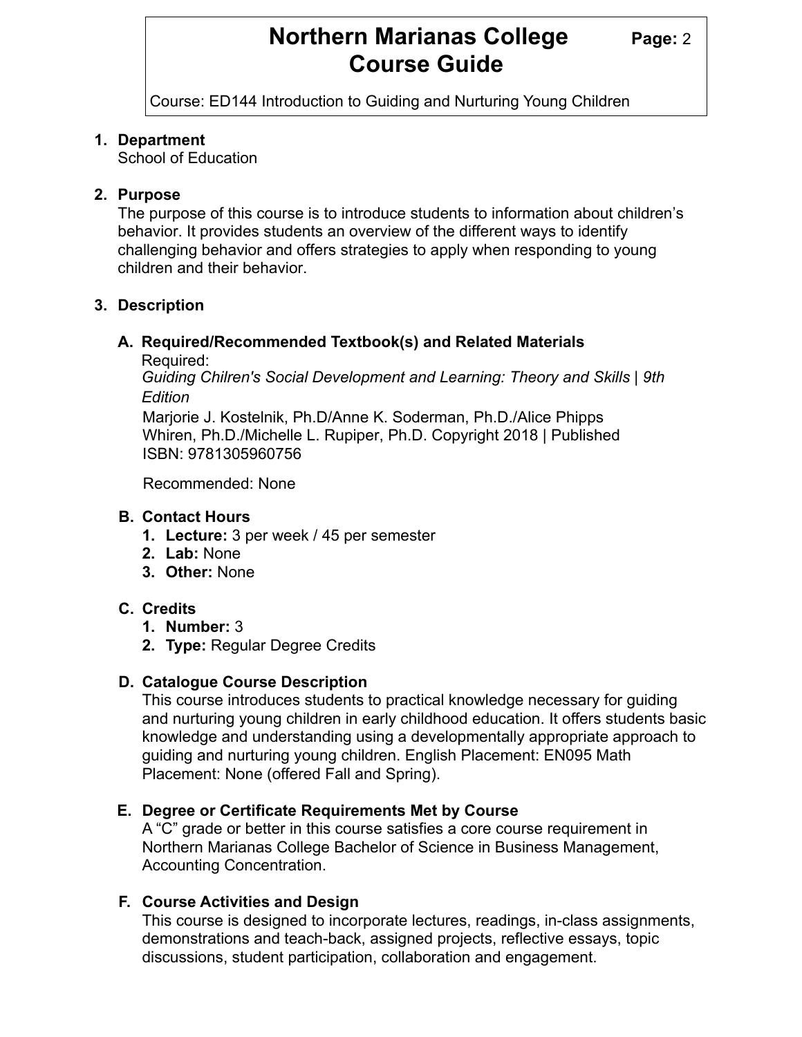Course: ED144 Introduction to Guiding and Nurturing Young Children

1. **Department**
   School of Education

2. **Purpose**
   The purpose of this course is to introduce students to information about children's behavior. It provides students an overview of the different ways to identify challenging behavior and offers strategies to apply when responding to young children and their behavior.

3. **Description**

   A. **Required/Recommended Textbook(s) and Related Materials**
      Required:
      *Guiding Chilren's Social Development and Learning: Theory and Skills | 9th Edition*
      Marjorie J. Kostelnik, Ph.D/Anne K. Soderman, Ph.D./Alice Phipps Whiren, Ph.D./Michelle L. Rupiper, Ph.D. Copyright 2018 | Published
      ISBN: 9781305960756

      Recommended: None

   B. **Contact Hours**
      1. **Lecture:** 3 per week / 45 per semester
      2. **Lab:** None
      3. **Other:** None

   C. **Credits**
      1. **Number:** 3
      2. **Type:** Regular Degree Credits

   D. **Catalogue Course Description**
      This course introduces students to practical knowledge necessary for guiding and nurturing young children in early childhood education. It offers students basic knowledge and understanding using a developmentally appropriate approach to guiding and nurturing young children. English Placement: EN095 Math Placement: None (offered Fall and Spring).

   E. **Degree or Certificate Requirements Met by Course**
      A "C" grade or better in this course satisfies a core course requirement in Northern Marianas College Bachelor of Science in Business Management, Accounting Concentration.

   F. **Course Activities and Design**
      This course is designed to incorporate lectures, readings, in-class assignments, demonstrations and teach-back, assigned projects, reflective essays, topic discussions, student participation, collaboration and engagement.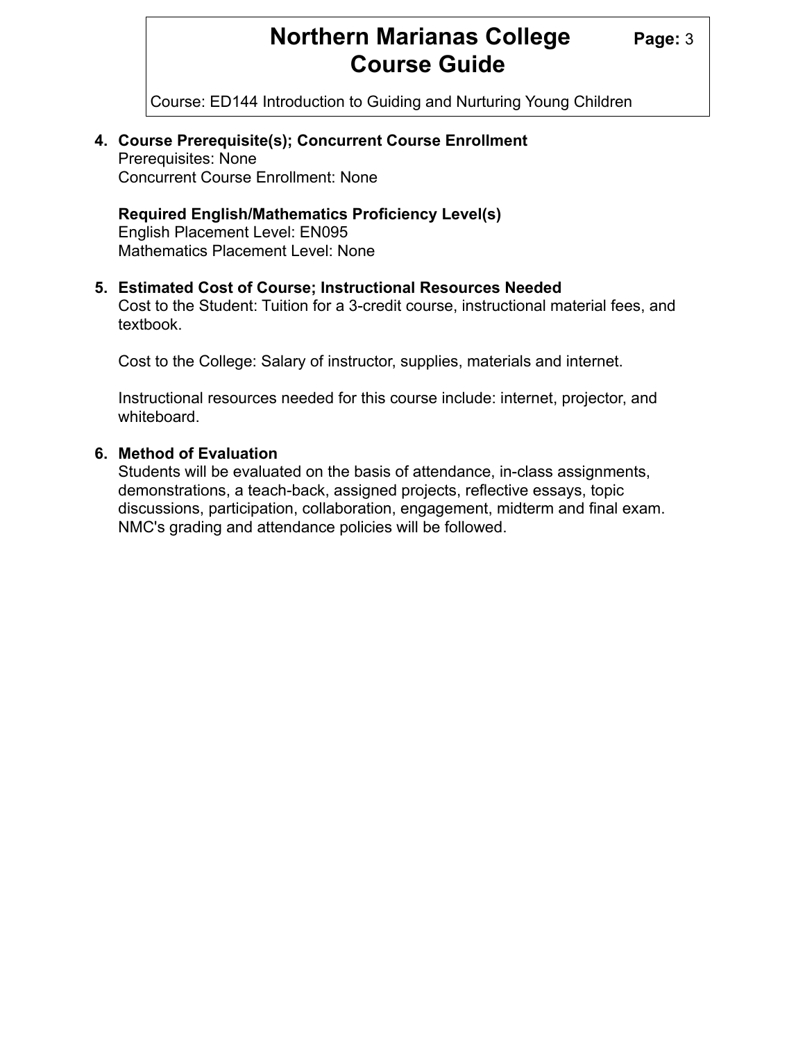4. **Course Prerequisite(s); Concurrent Course Enrollment**
   Prerequisites: None
   Concurrent Course Enrollment: None

   **Required English/Mathematics Proficiency Level(s)**
   English Placement Level: EN095
   Mathematics Placement Level: None

5. **Estimated Cost of Course; Instructional Resources Needed**
   Cost to the Student: Tuition for a 3-credit course, instructional material fees, and textbook.

   Cost to the College: Salary of instructor, supplies, materials and internet.

   Instructional resources needed for this course include: internet, projector, and whiteboard.

6. **Method of Evaluation**
   Students will be evaluated on the basis of attendance, in-class assignments, demonstrations, a teach-back, assigned projects, reflective essays, topic discussions, participation, collaboration, engagement, midterm and final exam. NMC's grading and attendance policies will be followed.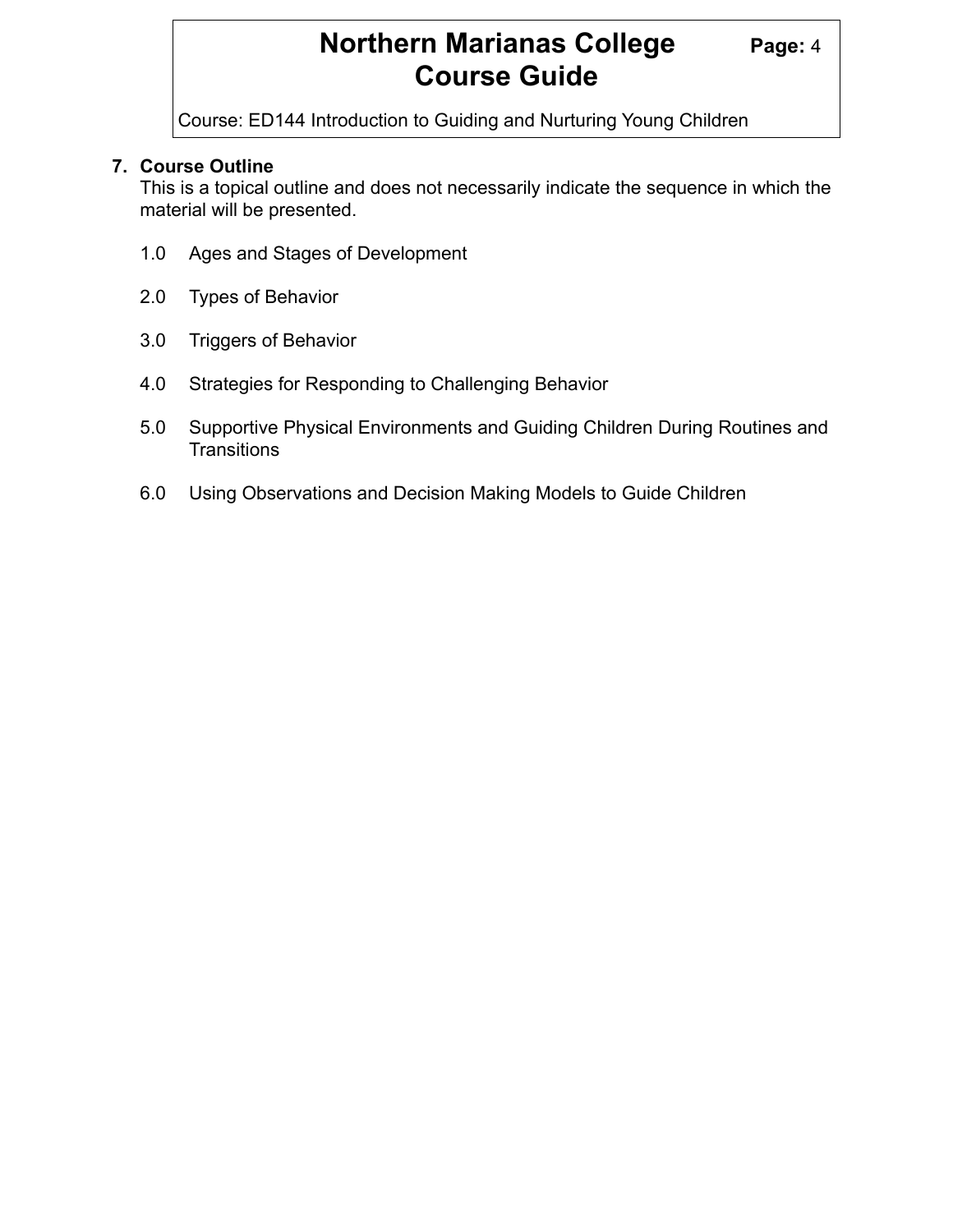## 7. Course Outline

This is a topical outline and does not necessarily indicate the sequence in which the material will be presented.

1.0 Ages and Stages of Development

2.0 Types of Behavior

3.0 Triggers of Behavior

4.0 Strategies for Responding to Challenging Behavior

5.0 Supportive Physical Environments and Guiding Children During Routines and Transitions

6.0 Using Observations and Decision Making Models to Guide Children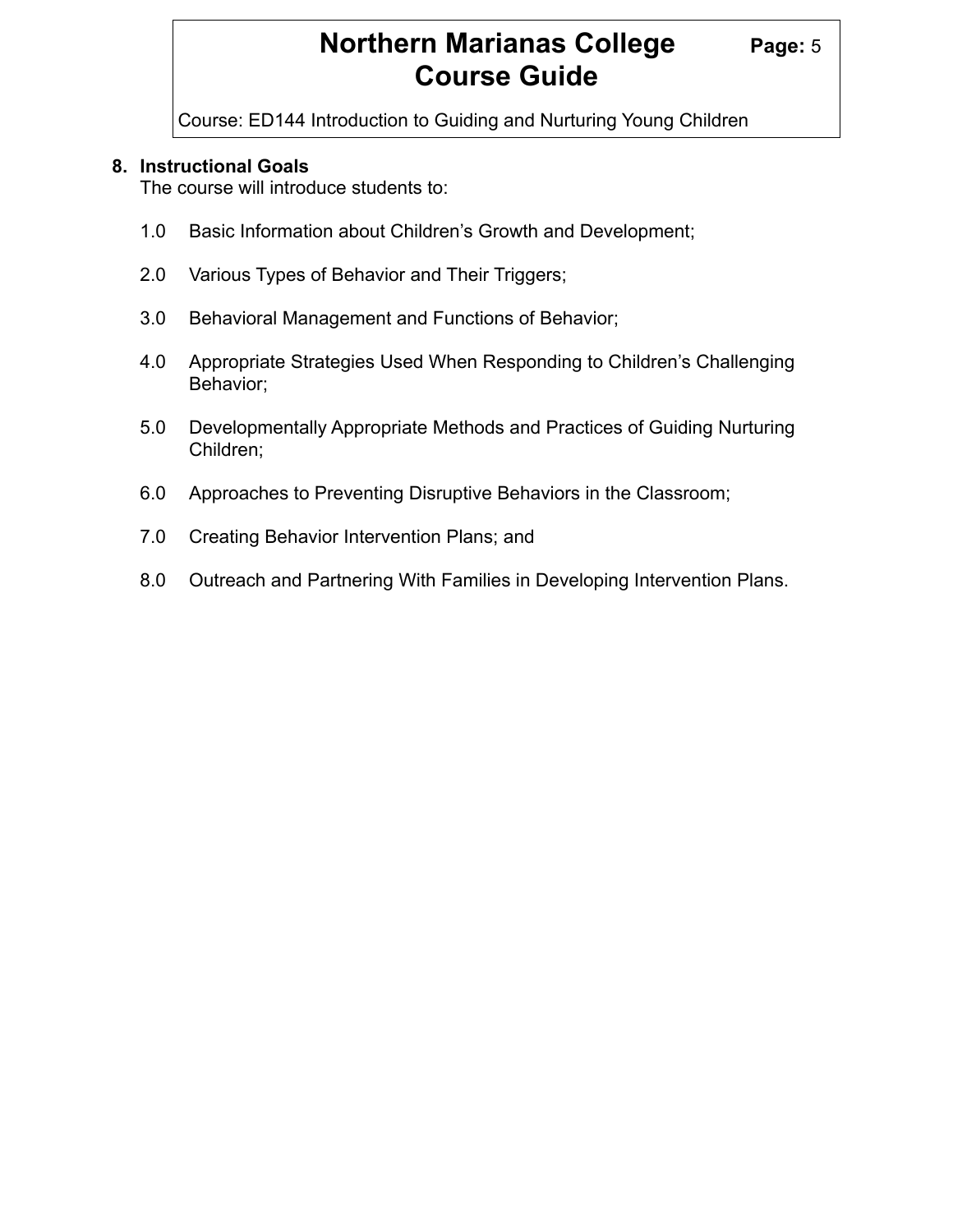## 8. Instructional Goals

The course will introduce students to:

1.0 Basic Information about Children's Growth and Development;

2.0 Various Types of Behavior and Their Triggers;

3.0 Behavioral Management and Functions of Behavior;

4.0 Appropriate Strategies Used When Responding to Children's Challenging Behavior;

5.0 Developmentally Appropriate Methods and Practices of Guiding Nurturing Children;

6.0 Approaches to Preventing Disruptive Behaviors in the Classroom;

7.0 Creating Behavior Intervention Plans; and

8.0 Outreach and Partnering With Families in Developing Intervention Plans.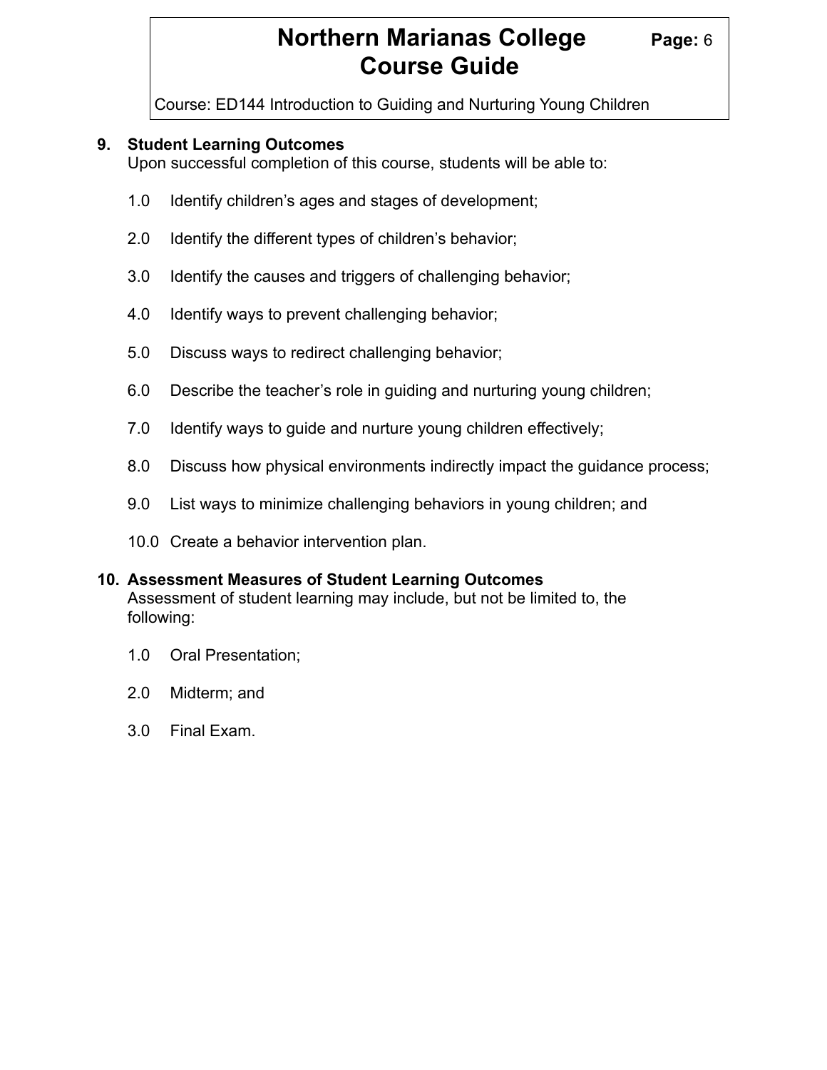## 9. Student Learning Outcomes

Upon successful completion of this course, students will be able to:

1.0 Identify children's ages and stages of development;

2.0 Identify the different types of children's behavior;

3.0 Identify the causes and triggers of challenging behavior;

4.0 Identify ways to prevent challenging behavior;

5.0 Discuss ways to redirect challenging behavior;

6.0 Describe the teacher's role in guiding and nurturing young children;

7.0 Identify ways to guide and nurture young children effectively;

8.0 Discuss how physical environments indirectly impact the guidance process;

9.0 List ways to minimize challenging behaviors in young children; and

10.0 Create a behavior intervention plan.

## 10. Assessment Measures of Student Learning Outcomes

Assessment of student learning may include, but not be limited to, the following:

1.0 Oral Presentation;

2.0 Midterm; and

3.0 Final Exam.